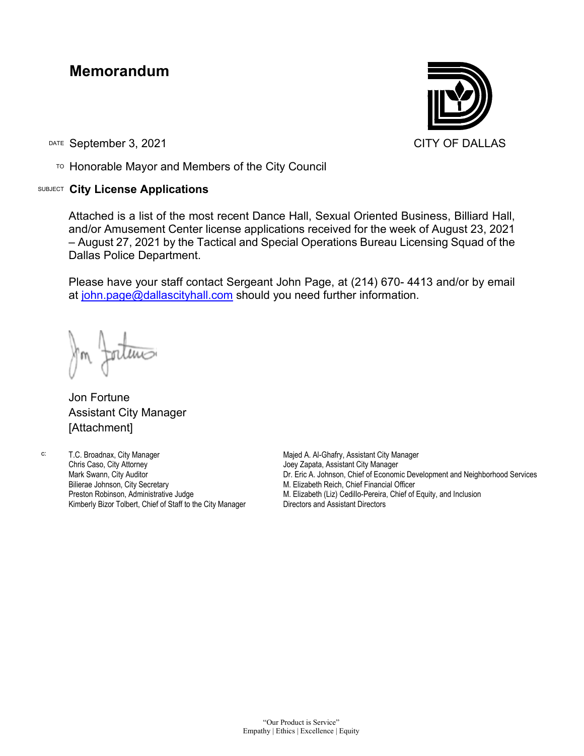# Memorandum

CITY OF DALLAS

DATE September 3, 2021

TO Honorable Mayor and Members of the City Council

SUBJECT **City License Applications**

Attached is a list of the most recent Dance Hall, Sexual Oriented Business, Billiard Hall, and/or Amusement Center license applications received for the week of August 23, 2021 – August 27, 2021 by the Tactical and Special Operations Bureau Licensing Squad of the Dallas Police Department.

Please have your staff contact Sergeant John Page, at (214) 670- 4413 and/or by email at john.page@dallascityhall.com should you need further information.

Jon Fortune
Assistant City Manager
[Attachment]

c:
T.C. Broadnax, City Manager
Chris Caso, City Attorney
Mark Swann, City Auditor
Bilierae Johnson, City Secretary
Preston Robinson, Administrative Judge
Kimberly Bizor Tolbert, Chief of Staff to the City Manager
Majed A. Al-Ghafry, Assistant City Manager
Joey Zapata, Assistant City Manager
Dr. Eric A. Johnson, Chief of Economic Development and Neighborhood Services
M. Elizabeth Reich, Chief Financial Officer
M. Elizabeth (Liz) Cedillo-Pereira, Chief of Equity, and Inclusion
Directors and Assistant Directors

"Our Product is Service"
Empathy | Ethics | Excellence | Equity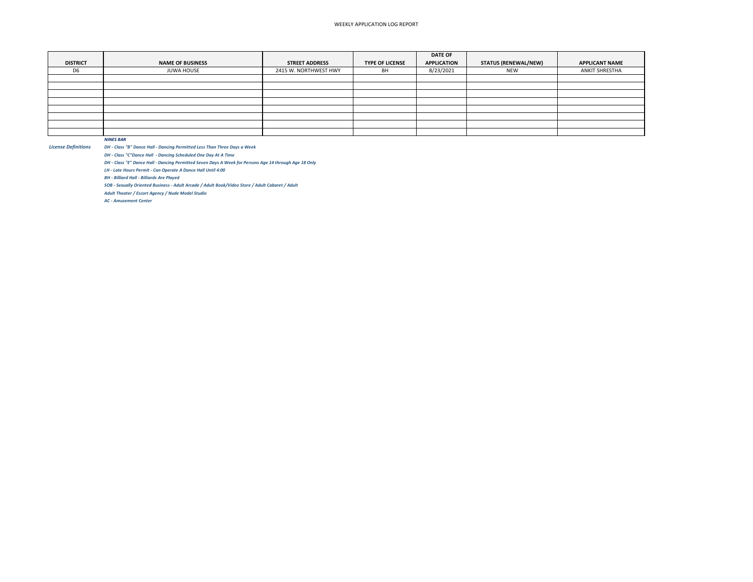WEEKLY APPLICATION LOG REPORT

| DISTRICT | NAME OF BUSINESS | STREET ADDRESS | TYPE OF LICENSE | DATE OF APPLICATION | STATUS (RENEWAL/NEW) | APPLICANT NAME |
|---|---|---|---|---|---|---|
| D6 | JUWA HOUSE | 2415 W. NORTHWEST HWY | BH | 8/23/2021 | NEW | ANKIT SHRESTHA |
| | | | | | | |
| | | | | | | |
| | | | | | | |
| | | | | | | |
| | | | | | | |
| | | | | | | |
| | | | | | | |
| | | | | | | |

***NINES BAR***

***License Definitions***

*DH - Class "B" Dance Hall - Dancing Permitted Less Than Three Days a Week*

*DH - Class "C"Dance Hall - Dancing Scheduled One Day At A Time*

*DH - Class "E" Dance Hall - Dancing Permitted Seven Days A Week for Persons Age 14 through Age 18 Only*

*LH - Late Hours Permit - Can Operate A Dance Hall Until 4:00*

*BH - Billiard Hall - Billiards Are Played*

*SOB - Sexually Oriented Business - Adult Arcade / Adult Book/Video Store / Adult Cabaret / Adult*

*Adult Theater / Escort Agency / Nude Model Studio*

*AC - Amusement Center*